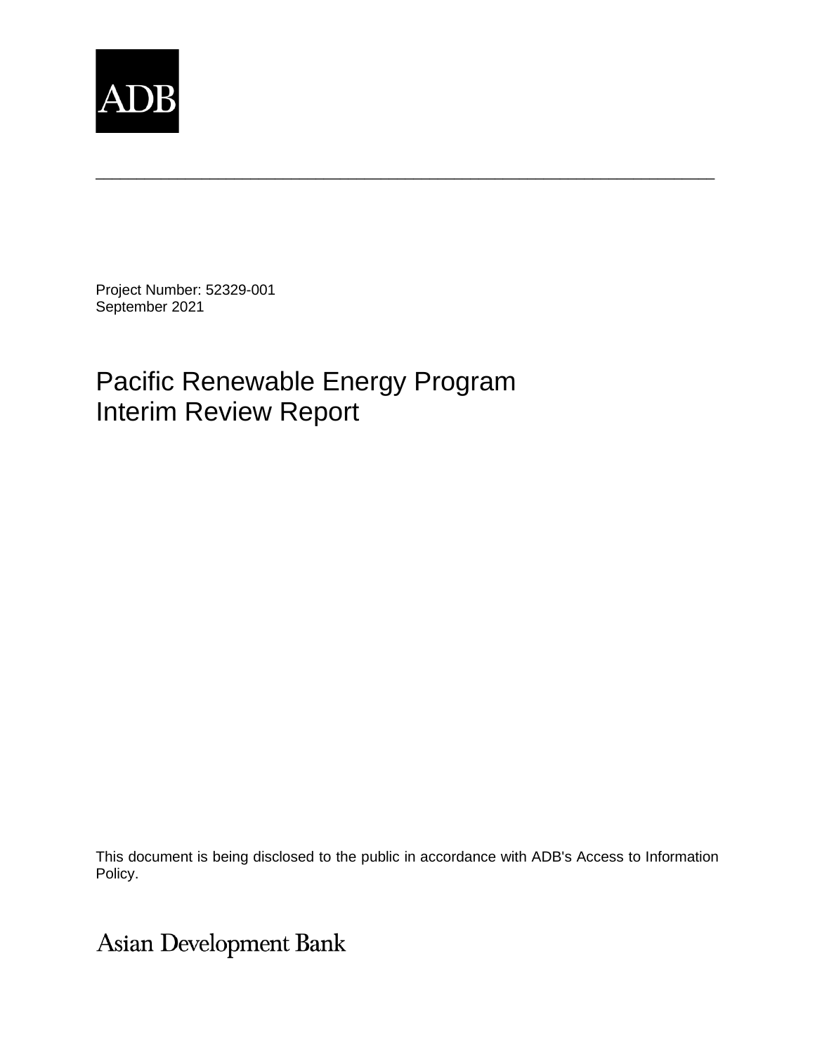ADB

---

Project Number: 52329-001
September 2021

# Pacific Renewable Energy Program
# Interim Review Report

This document is being disclosed to the public in accordance with ADB's Access to Information Policy.

Asian Development Bank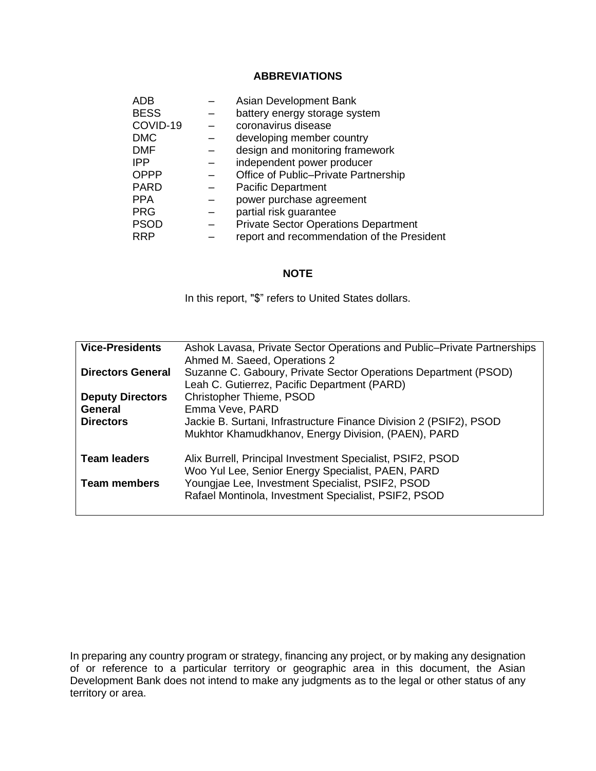## ABBREVIATIONS

| | | |
|---|---|---|
| ADB | – | Asian Development Bank |
| BESS | – | battery energy storage system |
| COVID-19 | – | coronavirus disease |
| DMC | – | developing member country |
| DMF | – | design and monitoring framework |
| IPP | – | independent power producer |
| OPPP | – | Office of Public–Private Partnership |
| PARD | – | Pacific Department |
| PPA | – | power purchase agreement |
| PRG | – | partial risk guarantee |
| PSOD | – | Private Sector Operations Department |
| RRP | – | report and recommendation of the President |

## NOTE

In this report, "$" refers to United States dollars.

| | |
|---|---|
| **Vice-Presidents** | Ashok Lavasa, Private Sector Operations and Public–Private Partnerships<br>Ahmed M. Saeed, Operations 2 |
| **Directors General** | Suzanne C. Gaboury, Private Sector Operations Department (PSOD)<br>Leah C. Gutierrez, Pacific Department (PARD) |
| **Deputy Directors General** | Christopher Thieme, PSOD<br>Emma Veve, PARD |
| **Directors** | Jackie B. Surtani, Infrastructure Finance Division 2 (PSIF2), PSOD<br>Mukhtor Khamudkhanov, Energy Division, (PAEN), PARD |
| **Team leaders** | Alix Burrell, Principal Investment Specialist, PSIF2, PSOD<br>Woo Yul Lee, Senior Energy Specialist, PAEN, PARD |
| **Team members** | Youngjae Lee, Investment Specialist, PSIF2, PSOD<br>Rafael Montinola, Investment Specialist, PSIF2, PSOD |

In preparing any country program or strategy, financing any project, or by making any designation of or reference to a particular territory or geographic area in this document, the Asian Development Bank does not intend to make any judgments as to the legal or other status of any territory or area.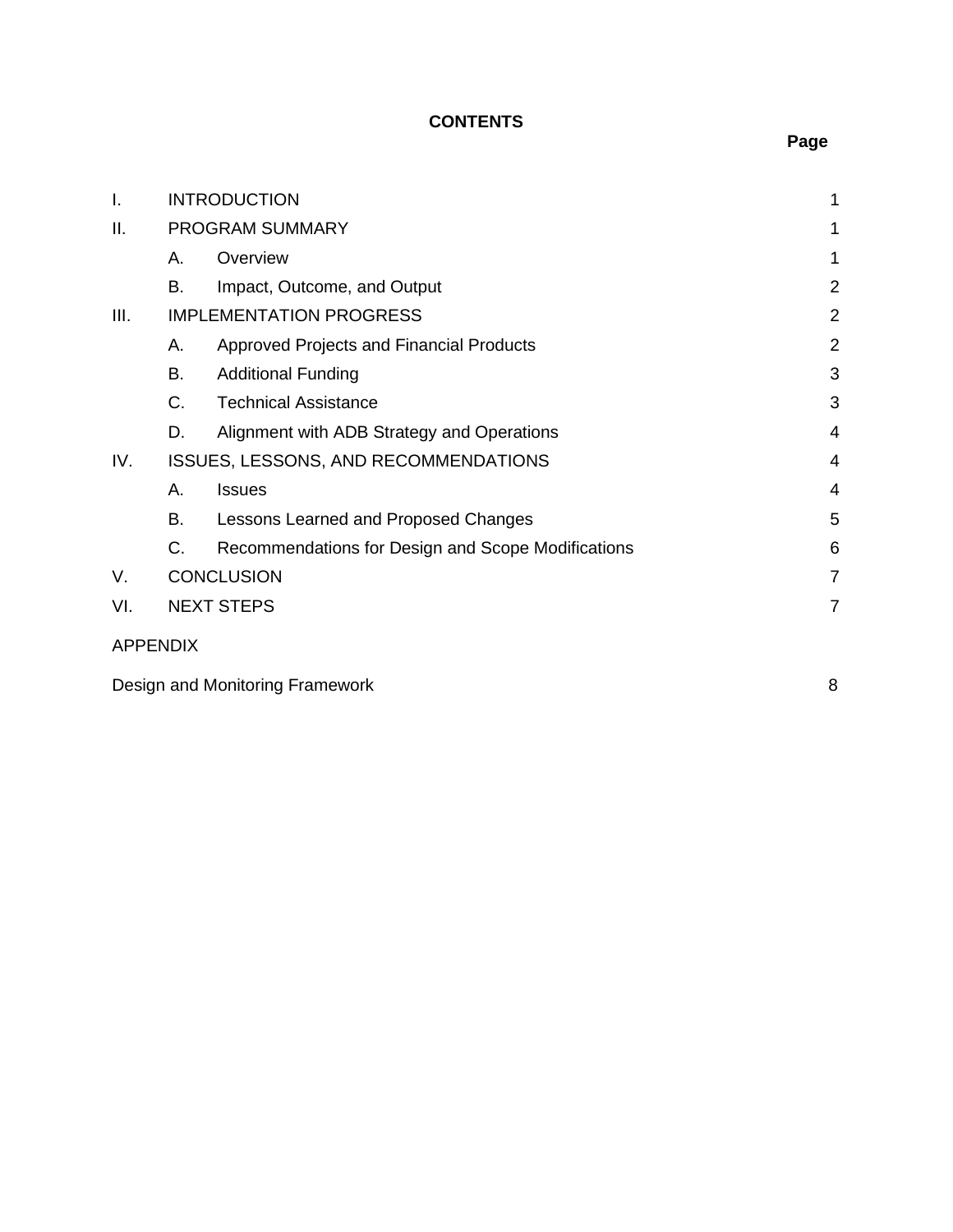**CONTENTS**

| | | | Page |
|---|---|---|---|
| I. | INTRODUCTION | | 1 |
| II. | PROGRAM SUMMARY | | 1 |
| | A. | Overview | 1 |
| | B. | Impact, Outcome, and Output | 2 |
| III. | IMPLEMENTATION PROGRESS | | 2 |
| | A. | Approved Projects and Financial Products | 2 |
| | B. | Additional Funding | 3 |
| | C. | Technical Assistance | 3 |
| | D. | Alignment with ADB Strategy and Operations | 4 |
| IV. | ISSUES, LESSONS, AND RECOMMENDATIONS | | 4 |
| | A. | Issues | 4 |
| | B. | Lessons Learned and Proposed Changes | 5 |
| | C. | Recommendations for Design and Scope Modifications | 6 |
| V. | CONCLUSION | | 7 |
| VI. | NEXT STEPS | | 7 |

APPENDIX

| | |
|---|---|
| Design and Monitoring Framework | 8 |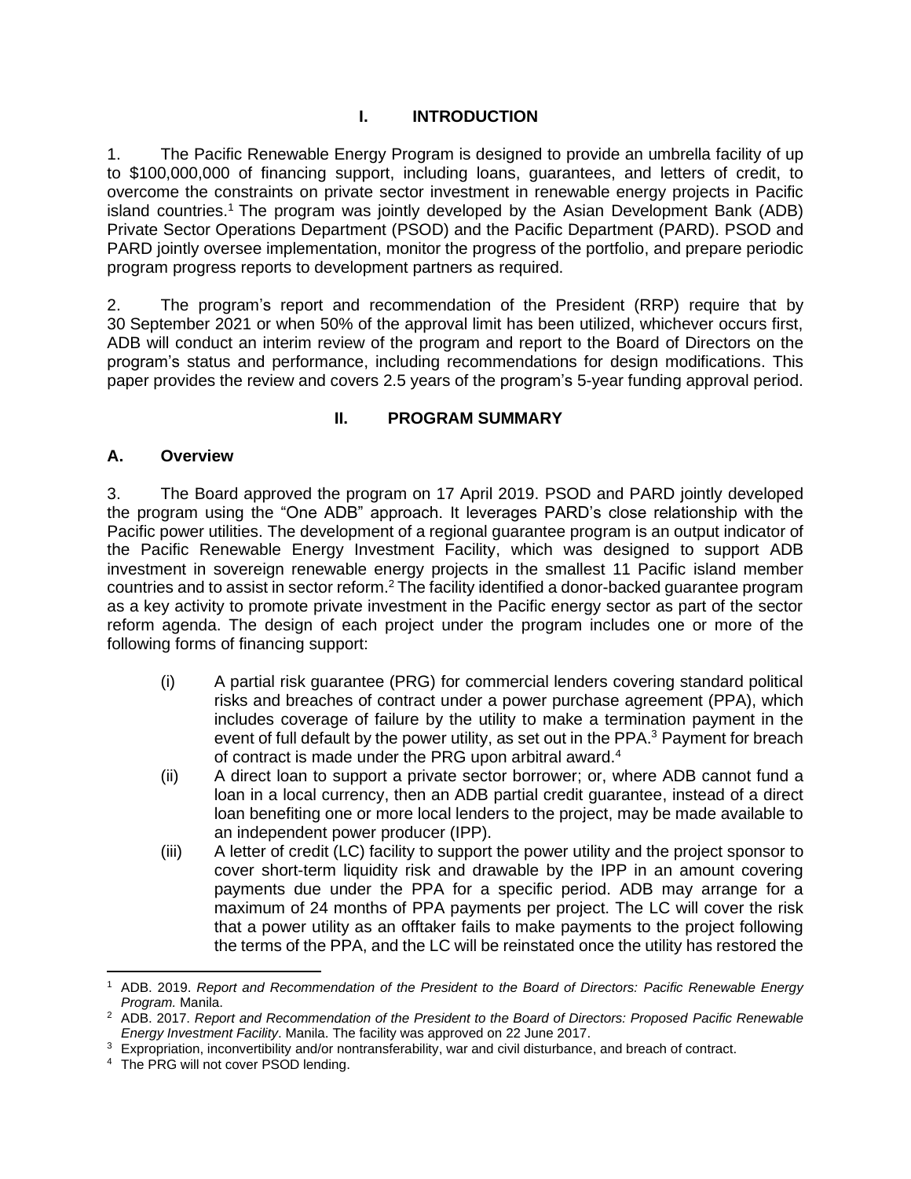# I. INTRODUCTION

1. The Pacific Renewable Energy Program is designed to provide an umbrella facility of up to $100,000,000 of financing support, including loans, guarantees, and letters of credit, to overcome the constraints on private sector investment in renewable energy projects in Pacific island countries.[1] The program was jointly developed by the Asian Development Bank (ADB) Private Sector Operations Department (PSOD) and the Pacific Department (PARD). PSOD and PARD jointly oversee implementation, monitor the progress of the portfolio, and prepare periodic program progress reports to development partners as required.

2. The program's report and recommendation of the President (RRP) require that by 30 September 2021 or when 50% of the approval limit has been utilized, whichever occurs first, ADB will conduct an interim review of the program and report to the Board of Directors on the program's status and performance, including recommendations for design modifications. This paper provides the review and covers 2.5 years of the program's 5-year funding approval period.

# II. PROGRAM SUMMARY

## A. Overview

3. The Board approved the program on 17 April 2019. PSOD and PARD jointly developed the program using the "One ADB" approach. It leverages PARD's close relationship with the Pacific power utilities. The development of a regional guarantee program is an output indicator of the Pacific Renewable Energy Investment Facility, which was designed to support ADB investment in sovereign renewable energy projects in the smallest 11 Pacific island member countries and to assist in sector reform.[2] The facility identified a donor-backed guarantee program as a key activity to promote private investment in the Pacific energy sector as part of the sector reform agenda. The design of each project under the program includes one or more of the following forms of financing support:

(i) A partial risk guarantee (PRG) for commercial lenders covering standard political risks and breaches of contract under a power purchase agreement (PPA), which includes coverage of failure by the utility to make a termination payment in the event of full default by the power utility, as set out in the PPA.[3] Payment for breach of contract is made under the PRG upon arbitral award.[4]

(ii) A direct loan to support a private sector borrower; or, where ADB cannot fund a loan in a local currency, then an ADB partial credit guarantee, instead of a direct loan benefiting one or more local lenders to the project, may be made available to an independent power producer (IPP).

(iii) A letter of credit (LC) facility to support the power utility and the project sponsor to cover short-term liquidity risk and drawable by the IPP in an amount covering payments due under the PPA for a specific period. ADB may arrange for a maximum of 24 months of PPA payments per project. The LC will cover the risk that a power utility as an offtaker fails to make payments to the project following the terms of the PPA, and the LC will be reinstated once the utility has restored the

---

[1] ADB. 2019. *Report and Recommendation of the President to the Board of Directors: Pacific Renewable Energy Program.* Manila.

[2] ADB. 2017. *Report and Recommendation of the President to the Board of Directors: Proposed Pacific Renewable Energy Investment Facility*. Manila. The facility was approved on 22 June 2017.

[3] Expropriation, inconvertibility and/or nontransferability, war and civil disturbance, and breach of contract.

[4] The PRG will not cover PSOD lending.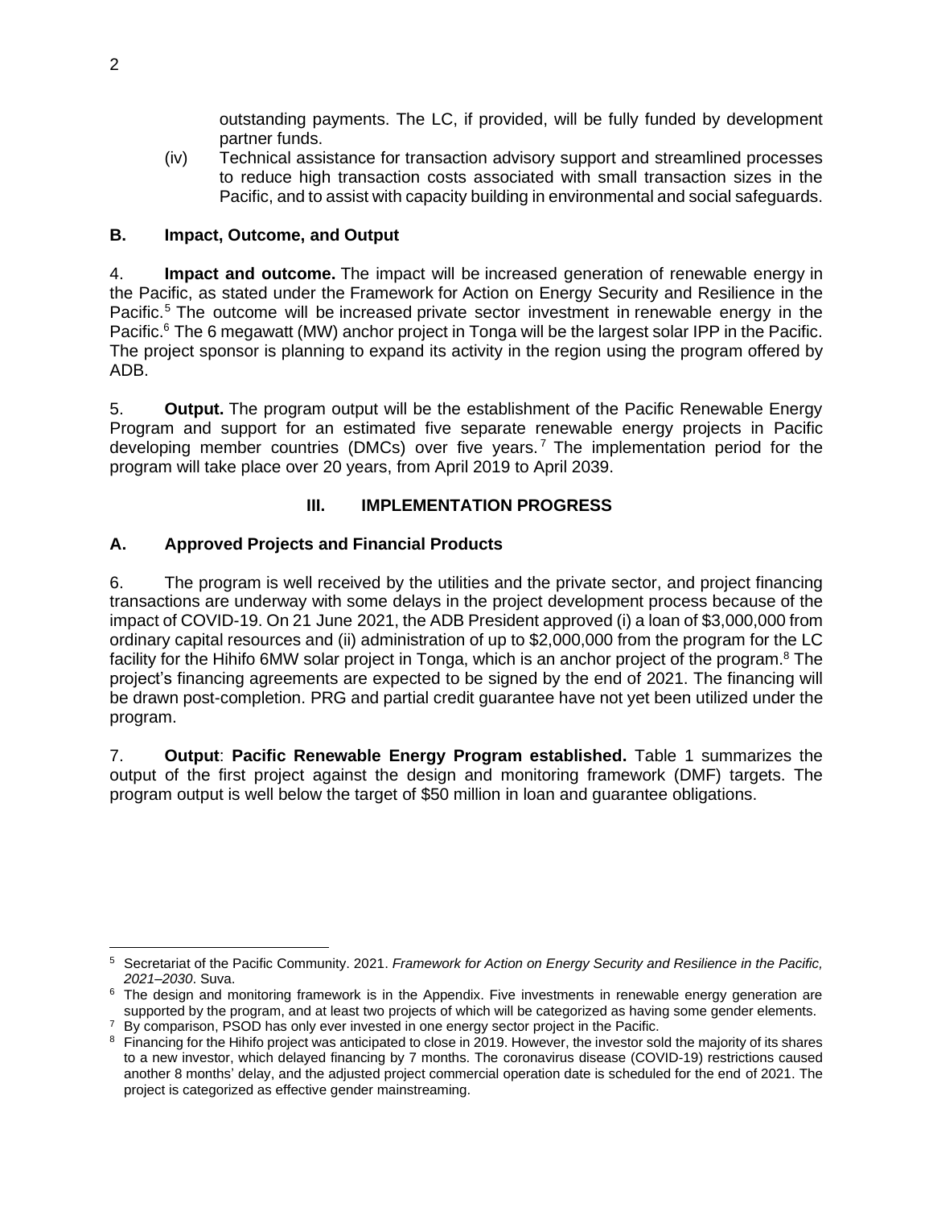outstanding payments. The LC, if provided, will be fully funded by development partner funds.

(iv) Technical assistance for transaction advisory support and streamlined processes to reduce high transaction costs associated with small transaction sizes in the Pacific, and to assist with capacity building in environmental and social safeguards.

### B. Impact, Outcome, and Output

4. **Impact and outcome.** The impact will be increased generation of renewable energy in the Pacific, as stated under the Framework for Action on Energy Security and Resilience in the Pacific.[5] The outcome will be increased private sector investment in renewable energy in the Pacific.[6] The 6 megawatt (MW) anchor project in Tonga will be the largest solar IPP in the Pacific. The project sponsor is planning to expand its activity in the region using the program offered by ADB.

5. **Output.** The program output will be the establishment of the Pacific Renewable Energy Program and support for an estimated five separate renewable energy projects in Pacific developing member countries (DMCs) over five years.[7] The implementation period for the program will take place over 20 years, from April 2019 to April 2039.

## III. IMPLEMENTATION PROGRESS

### A. Approved Projects and Financial Products

6. The program is well received by the utilities and the private sector, and project financing transactions are underway with some delays in the project development process because of the impact of COVID-19. On 21 June 2021, the ADB President approved (i) a loan of $3,000,000 from ordinary capital resources and (ii) administration of up to $2,000,000 from the program for the LC facility for the Hihifo 6MW solar project in Tonga, which is an anchor project of the program.[8] The project's financing agreements are expected to be signed by the end of 2021. The financing will be drawn post-completion. PRG and partial credit guarantee have not yet been utilized under the program.

7. **Output**: **Pacific Renewable Energy Program established.** Table 1 summarizes the output of the first project against the design and monitoring framework (DMF) targets. The program output is well below the target of $50 million in loan and guarantee obligations.

---

[5] Secretariat of the Pacific Community. 2021. *Framework for Action on Energy Security and Resilience in the Pacific, 2021–2030*. Suva.

[6] The design and monitoring framework is in the Appendix. Five investments in renewable energy generation are supported by the program, and at least two projects of which will be categorized as having some gender elements.

[7] By comparison, PSOD has only ever invested in one energy sector project in the Pacific.

[8] Financing for the Hihifo project was anticipated to close in 2019. However, the investor sold the majority of its shares to a new investor, which delayed financing by 7 months. The coronavirus disease (COVID-19) restrictions caused another 8 months' delay, and the adjusted project commercial operation date is scheduled for the end of 2021. The project is categorized as effective gender mainstreaming.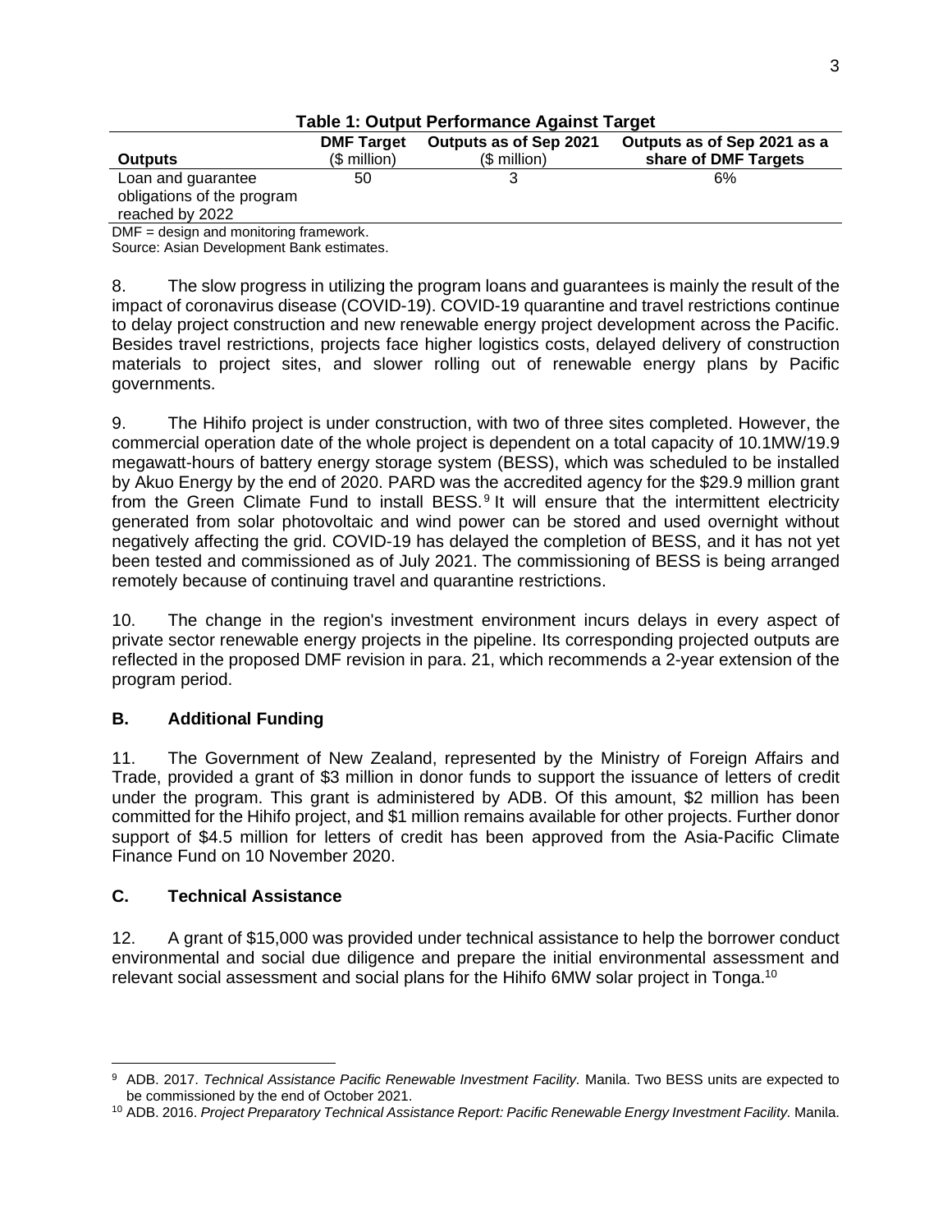**Table 1: Output Performance Against Target**

| Outputs | DMF Target ($ million) | Outputs as of Sep 2021 ($ million) | Outputs as of Sep 2021 as a share of DMF Targets |
|---|---|---|---|
| Loan and guarantee obligations of the program reached by 2022 | 50 | 3 | 6% |

DMF = design and monitoring framework.
Source: Asian Development Bank estimates.

8. The slow progress in utilizing the program loans and guarantees is mainly the result of the impact of coronavirus disease (COVID-19). COVID-19 quarantine and travel restrictions continue to delay project construction and new renewable energy project development across the Pacific. Besides travel restrictions, projects face higher logistics costs, delayed delivery of construction materials to project sites, and slower rolling out of renewable energy plans by Pacific governments.

9. The Hihifo project is under construction, with two of three sites completed. However, the commercial operation date of the whole project is dependent on a total capacity of 10.1MW/19.9 megawatt-hours of battery energy storage system (BESS), which was scheduled to be installed by Akuo Energy by the end of 2020. PARD was the accredited agency for the $29.9 million grant from the Green Climate Fund to install BESS.[9] It will ensure that the intermittent electricity generated from solar photovoltaic and wind power can be stored and used overnight without negatively affecting the grid. COVID-19 has delayed the completion of BESS, and it has not yet been tested and commissioned as of July 2021. The commissioning of BESS is being arranged remotely because of continuing travel and quarantine restrictions.

10. The change in the region's investment environment incurs delays in every aspect of private sector renewable energy projects in the pipeline. Its corresponding projected outputs are reflected in the proposed DMF revision in para. 21, which recommends a 2-year extension of the program period.

### B. Additional Funding

11. The Government of New Zealand, represented by the Ministry of Foreign Affairs and Trade, provided a grant of $3 million in donor funds to support the issuance of letters of credit under the program. This grant is administered by ADB. Of this amount, $2 million has been committed for the Hihifo project, and $1 million remains available for other projects. Further donor support of $4.5 million for letters of credit has been approved from the Asia-Pacific Climate Finance Fund on 10 November 2020.

### C. Technical Assistance

12. A grant of $15,000 was provided under technical assistance to help the borrower conduct environmental and social due diligence and prepare the initial environmental assessment and relevant social assessment and social plans for the Hihifo 6MW solar project in Tonga.[10]

---

[9] ADB. 2017. *Technical Assistance Pacific Renewable Investment Facility.* Manila. Two BESS units are expected to be commissioned by the end of October 2021.

[10] ADB. 2016. *Project Preparatory Technical Assistance Report: Pacific Renewable Energy Investment Facility.* Manila.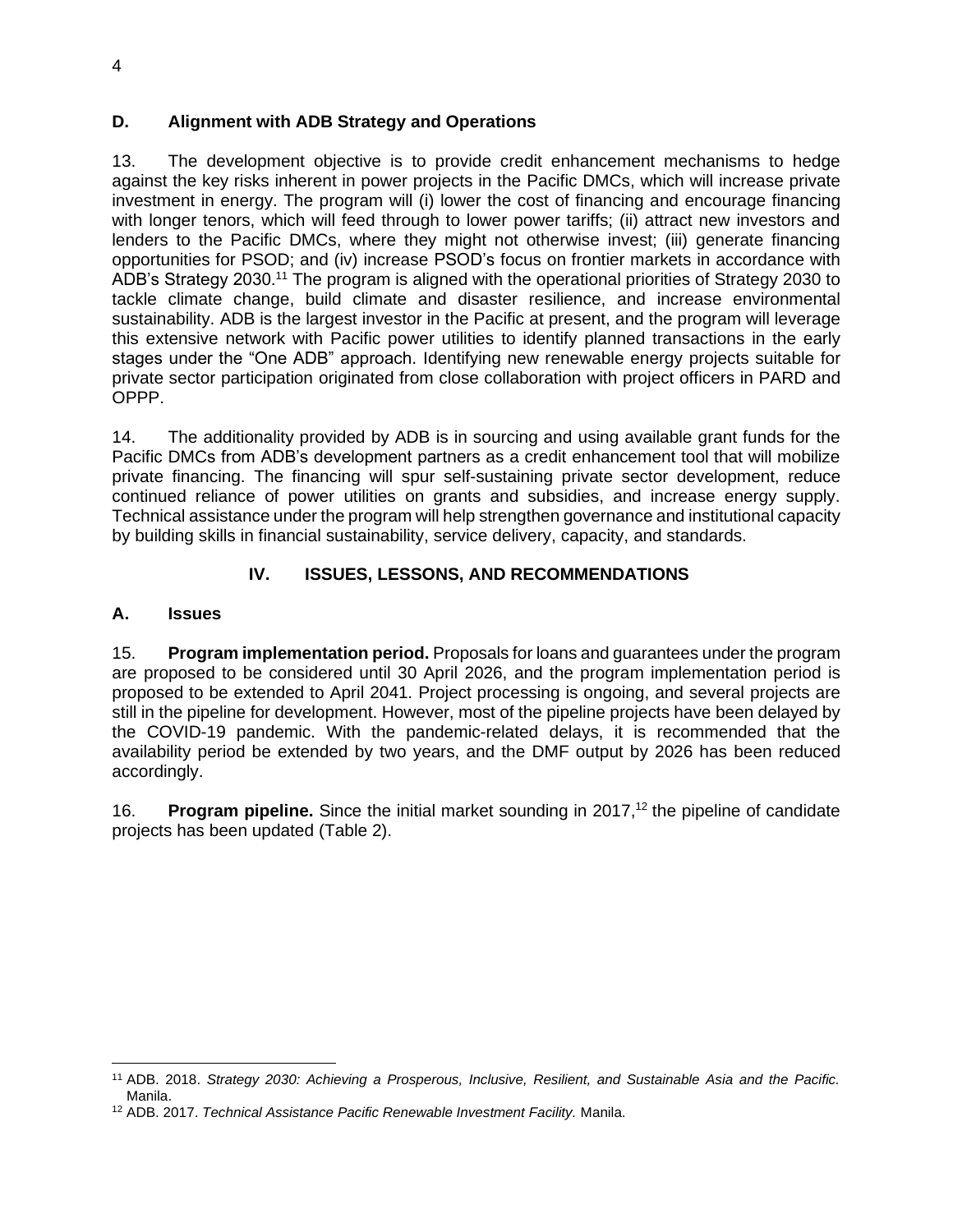### D. Alignment with ADB Strategy and Operations

13. The development objective is to provide credit enhancement mechanisms to hedge against the key risks inherent in power projects in the Pacific DMCs, which will increase private investment in energy. The program will (i) lower the cost of financing and encourage financing with longer tenors, which will feed through to lower power tariffs; (ii) attract new investors and lenders to the Pacific DMCs, where they might not otherwise invest; (iii) generate financing opportunities for PSOD; and (iv) increase PSOD's focus on frontier markets in accordance with ADB's Strategy 2030.[11] The program is aligned with the operational priorities of Strategy 2030 to tackle climate change, build climate and disaster resilience, and increase environmental sustainability. ADB is the largest investor in the Pacific at present, and the program will leverage this extensive network with Pacific power utilities to identify planned transactions in the early stages under the "One ADB" approach. Identifying new renewable energy projects suitable for private sector participation originated from close collaboration with project officers in PARD and OPPP.

14. The additionality provided by ADB is in sourcing and using available grant funds for the Pacific DMCs from ADB's development partners as a credit enhancement tool that will mobilize private financing. The financing will spur self-sustaining private sector development, reduce continued reliance of power utilities on grants and subsidies, and increase energy supply. Technical assistance under the program will help strengthen governance and institutional capacity by building skills in financial sustainability, service delivery, capacity, and standards.

## IV. ISSUES, LESSONS, AND RECOMMENDATIONS

### A. Issues

15. **Program implementation period.** Proposals for loans and guarantees under the program are proposed to be considered until 30 April 2026, and the program implementation period is proposed to be extended to April 2041. Project processing is ongoing, and several projects are still in the pipeline for development. However, most of the pipeline projects have been delayed by the COVID-19 pandemic. With the pandemic-related delays, it is recommended that the availability period be extended by two years, and the DMF output by 2026 has been reduced accordingly.

16. **Program pipeline.** Since the initial market sounding in 2017,[12] the pipeline of candidate projects has been updated (Table 2).

---

[11] ADB. 2018. *Strategy 2030: Achieving a Prosperous, Inclusive, Resilient, and Sustainable Asia and the Pacific.* Manila.

[12] ADB. 2017. *Technical Assistance Pacific Renewable Investment Facility.* Manila.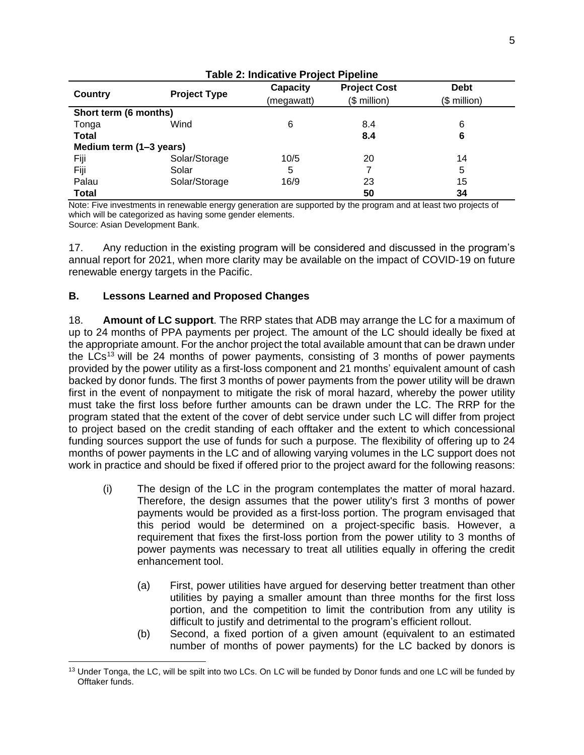**Table 2: Indicative Project Pipeline**

| Country | Project Type | Capacity (megawatt) | Project Cost ($ million) | Debt ($ million) |
|---|---|---|---|---|
| **Short term (6 months)** | | | | |
| Tonga | Wind | 6 | 8.4 | 6 |
| **Total** | | | **8.4** | **6** |
| **Medium term (1–3 years)** | | | | |
| Fiji | Solar/Storage | 10/5 | 20 | 14 |
| Fiji | Solar | 5 | 7 | 5 |
| Palau | Solar/Storage | 16/9 | 23 | 15 |
| **Total** | | | **50** | **34** |

Note: Five investments in renewable energy generation are supported by the program and at least two projects of which will be categorized as having some gender elements.
Source: Asian Development Bank.

17. Any reduction in the existing program will be considered and discussed in the program's annual report for 2021, when more clarity may be available on the impact of COVID-19 on future renewable energy targets in the Pacific.

## B. Lessons Learned and Proposed Changes

18. **Amount of LC support**. The RRP states that ADB may arrange the LC for a maximum of up to 24 months of PPA payments per project. The amount of the LC should ideally be fixed at the appropriate amount. For the anchor project the total available amount that can be drawn under the LCs[13] will be 24 months of power payments, consisting of 3 months of power payments provided by the power utility as a first-loss component and 21 months' equivalent amount of cash backed by donor funds. The first 3 months of power payments from the power utility will be drawn first in the event of nonpayment to mitigate the risk of moral hazard, whereby the power utility must take the first loss before further amounts can be drawn under the LC. The RRP for the program stated that the extent of the cover of debt service under such LC will differ from project to project based on the credit standing of each offtaker and the extent to which concessional funding sources support the use of funds for such a purpose. The flexibility of offering up to 24 months of power payments in the LC and of allowing varying volumes in the LC support does not work in practice and should be fixed if offered prior to the project award for the following reasons:

(i) The design of the LC in the program contemplates the matter of moral hazard. Therefore, the design assumes that the power utility's first 3 months of power payments would be provided as a first-loss portion. The program envisaged that this period would be determined on a project-specific basis. However, a requirement that fixes the first-loss portion from the power utility to 3 months of power payments was necessary to treat all utilities equally in offering the credit enhancement tool.

(a) First, power utilities have argued for deserving better treatment than other utilities by paying a smaller amount than three months for the first loss portion, and the competition to limit the contribution from any utility is difficult to justify and detrimental to the program's efficient rollout.

(b) Second, a fixed portion of a given amount (equivalent to an estimated number of months of power payments) for the LC backed by donors is

[13] Under Tonga, the LC, will be spilt into two LCs. On LC will be funded by Donor funds and one LC will be funded by Offtaker funds.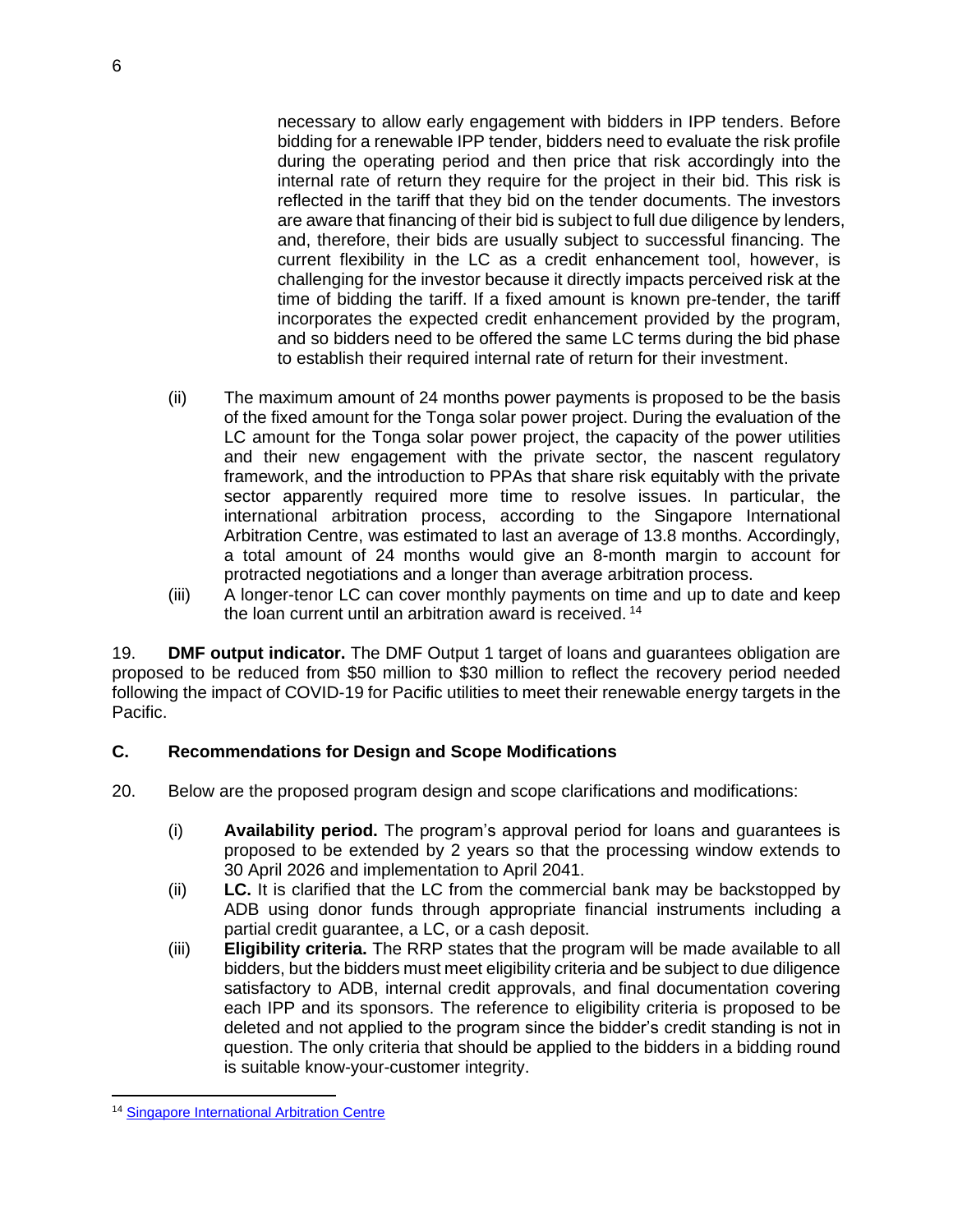necessary to allow early engagement with bidders in IPP tenders. Before bidding for a renewable IPP tender, bidders need to evaluate the risk profile during the operating period and then price that risk accordingly into the internal rate of return they require for the project in their bid. This risk is reflected in the tariff that they bid on the tender documents. The investors are aware that financing of their bid is subject to full due diligence by lenders, and, therefore, their bids are usually subject to successful financing. The current flexibility in the LC as a credit enhancement tool, however, is challenging for the investor because it directly impacts perceived risk at the time of bidding the tariff. If a fixed amount is known pre-tender, the tariff incorporates the expected credit enhancement provided by the program, and so bidders need to be offered the same LC terms during the bid phase to establish their required internal rate of return for their investment.

(ii) The maximum amount of 24 months power payments is proposed to be the basis of the fixed amount for the Tonga solar power project. During the evaluation of the LC amount for the Tonga solar power project, the capacity of the power utilities and their new engagement with the private sector, the nascent regulatory framework, and the introduction to PPAs that share risk equitably with the private sector apparently required more time to resolve issues. In particular, the international arbitration process, according to the Singapore International Arbitration Centre, was estimated to last an average of 13.8 months. Accordingly, a total amount of 24 months would give an 8-month margin to account for protracted negotiations and a longer than average arbitration process.

(iii) A longer-tenor LC can cover monthly payments on time and up to date and keep the loan current until an arbitration award is received. [14]

19. **DMF output indicator.** The DMF Output 1 target of loans and guarantees obligation are proposed to be reduced from \$50 million to \$30 million to reflect the recovery period needed following the impact of COVID-19 for Pacific utilities to meet their renewable energy targets in the Pacific.

### C. Recommendations for Design and Scope Modifications

20. Below are the proposed program design and scope clarifications and modifications:

(i) **Availability period.** The program's approval period for loans and guarantees is proposed to be extended by 2 years so that the processing window extends to 30 April 2026 and implementation to April 2041.

(ii) **LC.** It is clarified that the LC from the commercial bank may be backstopped by ADB using donor funds through appropriate financial instruments including a partial credit guarantee, a LC, or a cash deposit.

(iii) **Eligibility criteria.** The RRP states that the program will be made available to all bidders, but the bidders must meet eligibility criteria and be subject to due diligence satisfactory to ADB, internal credit approvals, and final documentation covering each IPP and its sponsors. The reference to eligibility criteria is proposed to be deleted and not applied to the program since the bidder's credit standing is not in question. The only criteria that should be applied to the bidders in a bidding round is suitable know-your-customer integrity.

---

[14] Singapore International Arbitration Centre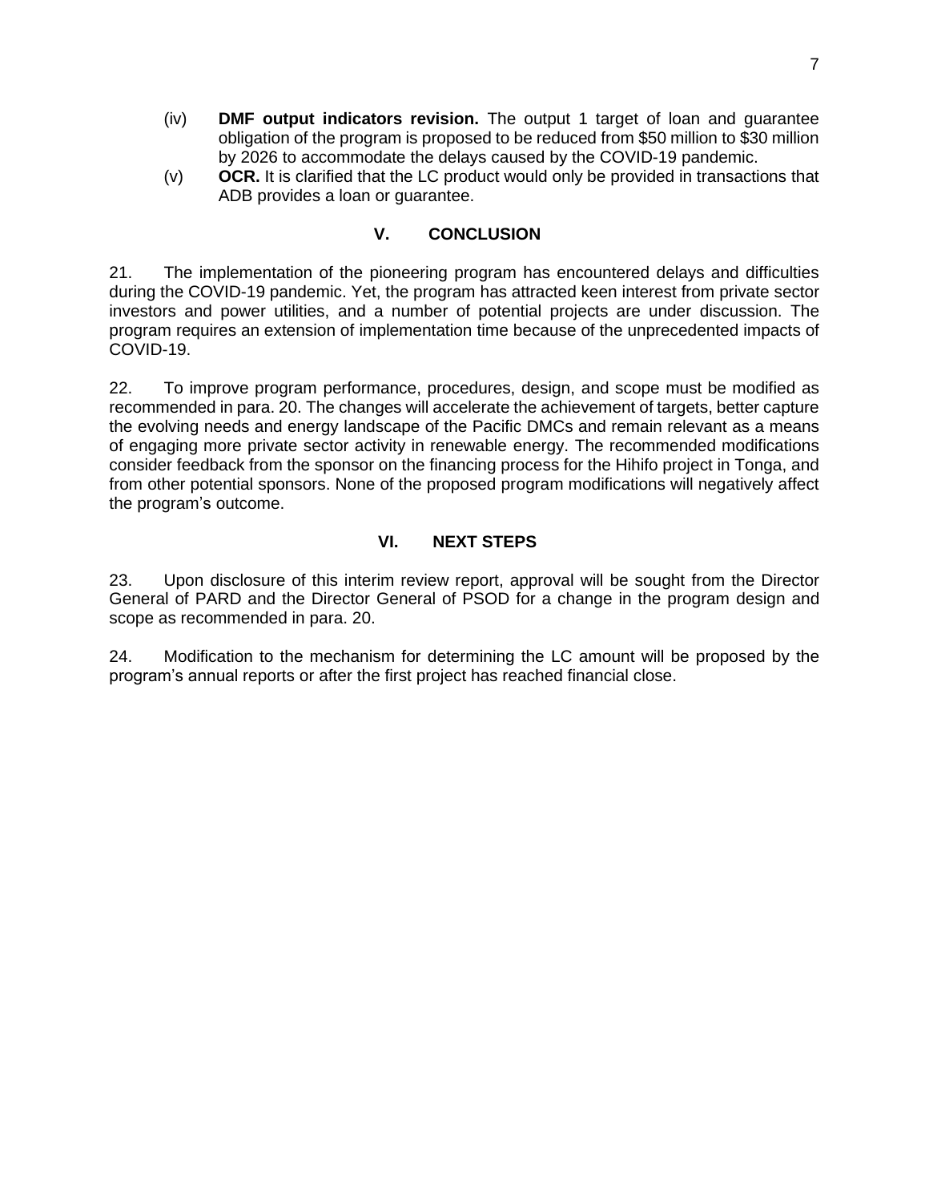(iv) **DMF output indicators revision.** The output 1 target of loan and guarantee obligation of the program is proposed to be reduced from \$50 million to \$30 million by 2026 to accommodate the delays caused by the COVID-19 pandemic.

(v) **OCR.** It is clarified that the LC product would only be provided in transactions that ADB provides a loan or guarantee.

## V. CONCLUSION

21. The implementation of the pioneering program has encountered delays and difficulties during the COVID-19 pandemic. Yet, the program has attracted keen interest from private sector investors and power utilities, and a number of potential projects are under discussion. The program requires an extension of implementation time because of the unprecedented impacts of COVID-19.

22. To improve program performance, procedures, design, and scope must be modified as recommended in para. 20. The changes will accelerate the achievement of targets, better capture the evolving needs and energy landscape of the Pacific DMCs and remain relevant as a means of engaging more private sector activity in renewable energy. The recommended modifications consider feedback from the sponsor on the financing process for the Hihifo project in Tonga, and from other potential sponsors. None of the proposed program modifications will negatively affect the program's outcome.

## VI. NEXT STEPS

23. Upon disclosure of this interim review report, approval will be sought from the Director General of PARD and the Director General of PSOD for a change in the program design and scope as recommended in para. 20.

24. Modification to the mechanism for determining the LC amount will be proposed by the program's annual reports or after the first project has reached financial close.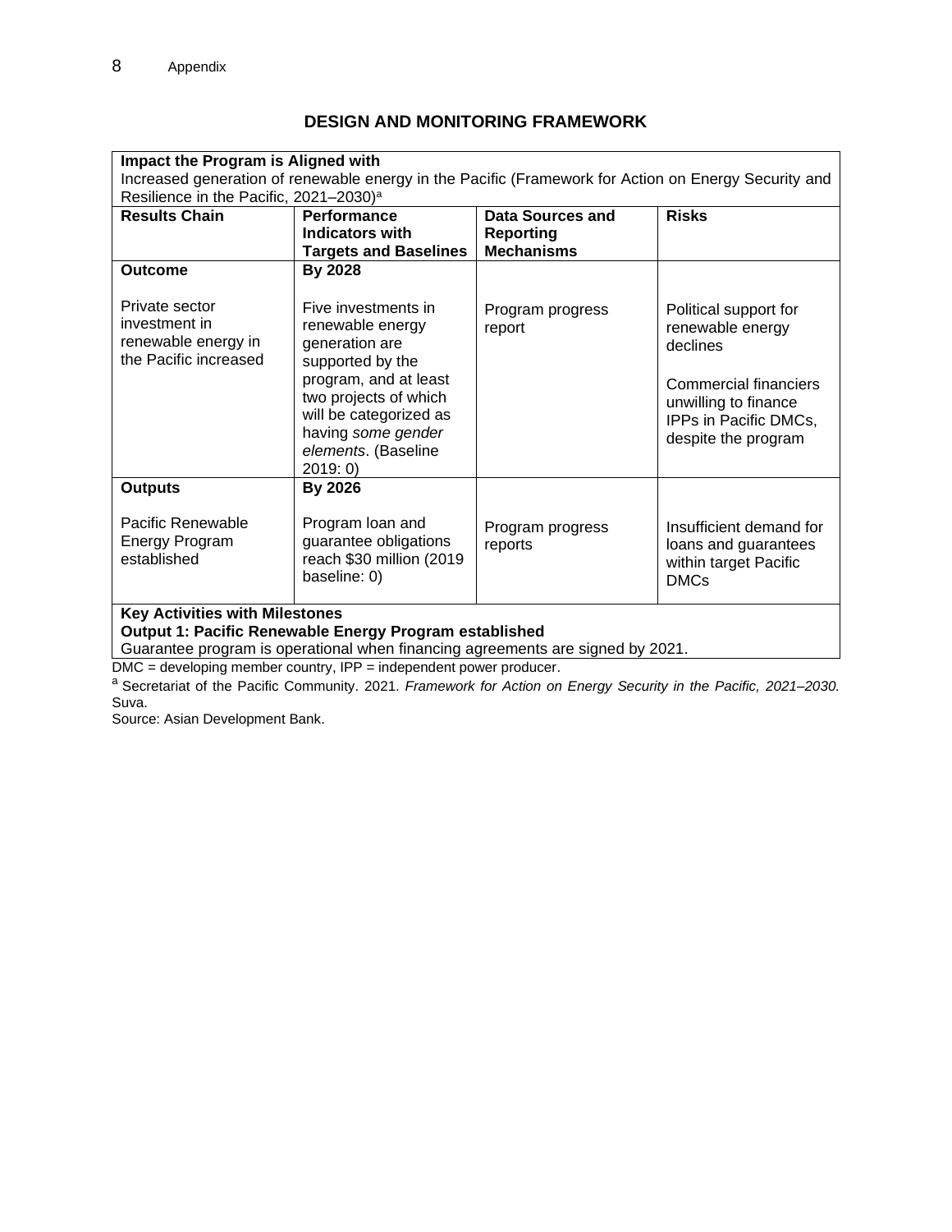## DESIGN AND MONITORING FRAMEWORK

| **Impact the Program is Aligned with** | | | |
|---|---|---|---|
| Increased generation of renewable energy in the Pacific (Framework for Action on Energy Security and Resilience in the Pacific, 2021–2030)[a] | | | |
| **Results Chain** | **Performance Indicators with Targets and Baselines** | **Data Sources and Reporting Mechanisms** | **Risks** |
| **Outcome**<br><br>Private sector investment in renewable energy in the Pacific increased | **By 2028**<br><br>Five investments in renewable energy generation are supported by the program, and at least two projects of which will be categorized as having *some gender elements*. (Baseline 2019: 0) | Program progress report | Political support for renewable energy declines<br><br>Commercial financiers unwilling to finance IPPs in Pacific DMCs, despite the program |
| **Outputs**<br><br>Pacific Renewable Energy Program established | **By 2026**<br><br>Program loan and guarantee obligations reach $30 million (2019 baseline: 0) | Program progress reports | Insufficient demand for loans and guarantees within target Pacific DMCs |
| **Key Activities with Milestones**<br>**Output 1: Pacific Renewable Energy Program established**<br>Guarantee program is operational when financing agreements are signed by 2021. | | | |

DMC = developing member country, IPP = independent power producer.

[a] Secretariat of the Pacific Community. 2021. *Framework for Action on Energy Security in the Pacific, 2021–2030.* Suva.

Source: Asian Development Bank.